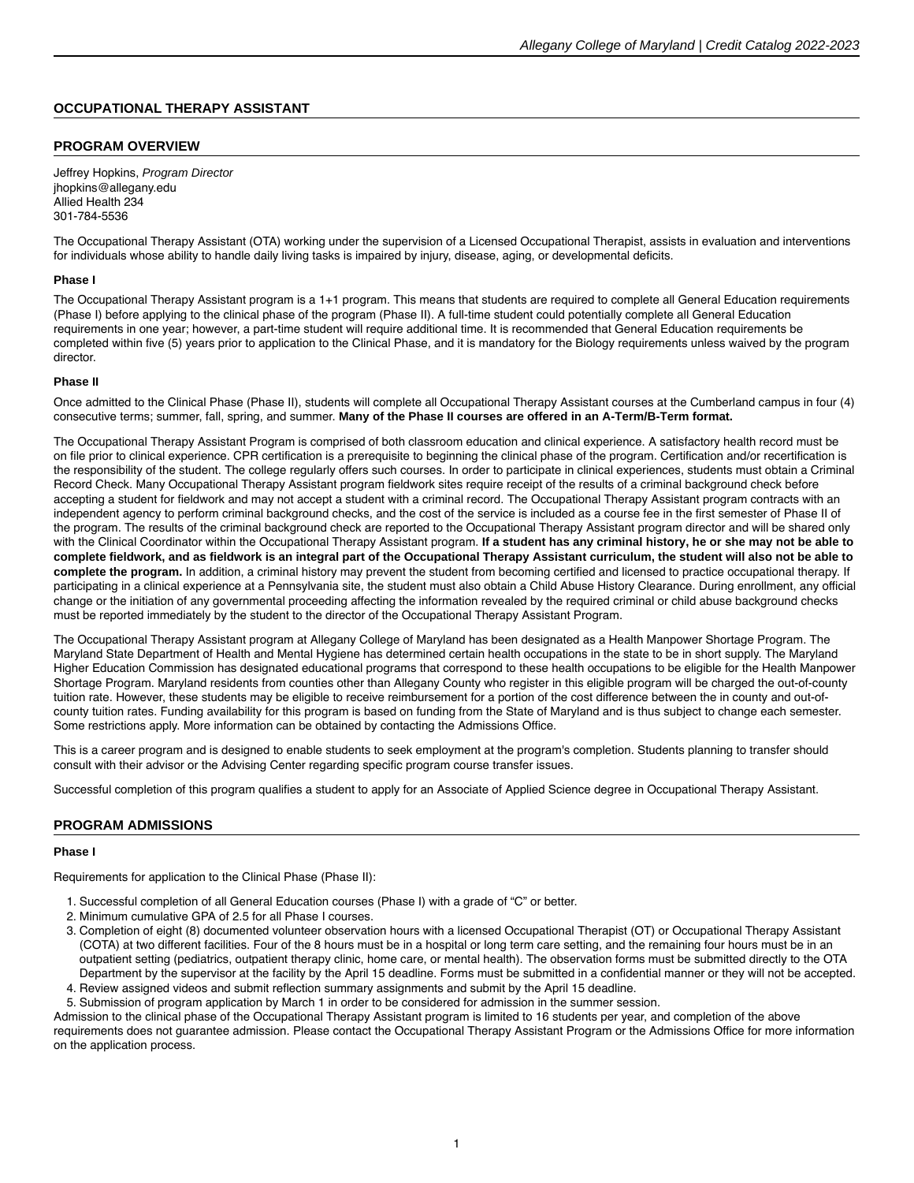# OCCUPATIONAL THERAPY ASSISTANT

## PROGRAM OVERVIEW

Jeffrey Hopkins, *Program Director*
jhopkins@allegany.edu
Allied Health 234
301-784-5536

The Occupational Therapy Assistant (OTA) working under the supervision of a Licensed Occupational Therapist, assists in evaluation and interventions for individuals whose ability to handle daily living tasks is impaired by injury, disease, aging, or developmental deficits.

### Phase I

The Occupational Therapy Assistant program is a 1+1 program. This means that students are required to complete all General Education requirements (Phase I) before applying to the clinical phase of the program (Phase II). A full-time student could potentially complete all General Education requirements in one year; however, a part-time student will require additional time. It is recommended that General Education requirements be completed within five (5) years prior to application to the Clinical Phase, and it is mandatory for the Biology requirements unless waived by the program director.

### Phase II

Once admitted to the Clinical Phase (Phase II), students will complete all Occupational Therapy Assistant courses at the Cumberland campus in four (4) consecutive terms; summer, fall, spring, and summer. **Many of the Phase II courses are offered in an A-Term/B-Term format.**

The Occupational Therapy Assistant Program is comprised of both classroom education and clinical experience. A satisfactory health record must be on file prior to clinical experience. CPR certification is a prerequisite to beginning the clinical phase of the program. Certification and/or recertification is the responsibility of the student. The college regularly offers such courses. In order to participate in clinical experiences, students must obtain a Criminal Record Check. Many Occupational Therapy Assistant program fieldwork sites require receipt of the results of a criminal background check before accepting a student for fieldwork and may not accept a student with a criminal record. The Occupational Therapy Assistant program contracts with an independent agency to perform criminal background checks, and the cost of the service is included as a course fee in the first semester of Phase II of the program. The results of the criminal background check are reported to the Occupational Therapy Assistant program director and will be shared only with the Clinical Coordinator within the Occupational Therapy Assistant program. **If a student has any criminal history, he or she may not be able to complete fieldwork, and as fieldwork is an integral part of the Occupational Therapy Assistant curriculum, the student will also not be able to complete the program.** In addition, a criminal history may prevent the student from becoming certified and licensed to practice occupational therapy. If participating in a clinical experience at a Pennsylvania site, the student must also obtain a Child Abuse History Clearance. During enrollment, any official change or the initiation of any governmental proceeding affecting the information revealed by the required criminal or child abuse background checks must be reported immediately by the student to the director of the Occupational Therapy Assistant Program.

The Occupational Therapy Assistant program at Allegany College of Maryland has been designated as a Health Manpower Shortage Program. The Maryland State Department of Health and Mental Hygiene has determined certain health occupations in the state to be in short supply. The Maryland Higher Education Commission has designated educational programs that correspond to these health occupations to be eligible for the Health Manpower Shortage Program. Maryland residents from counties other than Allegany County who register in this eligible program will be charged the out-of-county tuition rate. However, these students may be eligible to receive reimbursement for a portion of the cost difference between the in county and out-of-county tuition rates. Funding availability for this program is based on funding from the State of Maryland and is thus subject to change each semester. Some restrictions apply. More information can be obtained by contacting the Admissions Office.

This is a career program and is designed to enable students to seek employment at the program's completion. Students planning to transfer should consult with their advisor or the Advising Center regarding specific program course transfer issues.

Successful completion of this program qualifies a student to apply for an Associate of Applied Science degree in Occupational Therapy Assistant.

## PROGRAM ADMISSIONS

### Phase I

Requirements for application to the Clinical Phase (Phase II):

1. Successful completion of all General Education courses (Phase I) with a grade of “C” or better.
2. Minimum cumulative GPA of 2.5 for all Phase I courses.
3. Completion of eight (8) documented volunteer observation hours with a licensed Occupational Therapist (OT) or Occupational Therapy Assistant (COTA) at two different facilities. Four of the 8 hours must be in a hospital or long term care setting, and the remaining four hours must be in an outpatient setting (pediatrics, outpatient therapy clinic, home care, or mental health). The observation forms must be submitted directly to the OTA Department by the supervisor at the facility by the April 15 deadline. Forms must be submitted in a confidential manner or they will not be accepted.
4. Review assigned videos and submit reflection summary assignments and submit by the April 15 deadline.
5. Submission of program application by March 1 in order to be considered for admission in the summer session.

Admission to the clinical phase of the Occupational Therapy Assistant program is limited to 16 students per year, and completion of the above requirements does not guarantee admission. Please contact the Occupational Therapy Assistant Program or the Admissions Office for more information on the application process.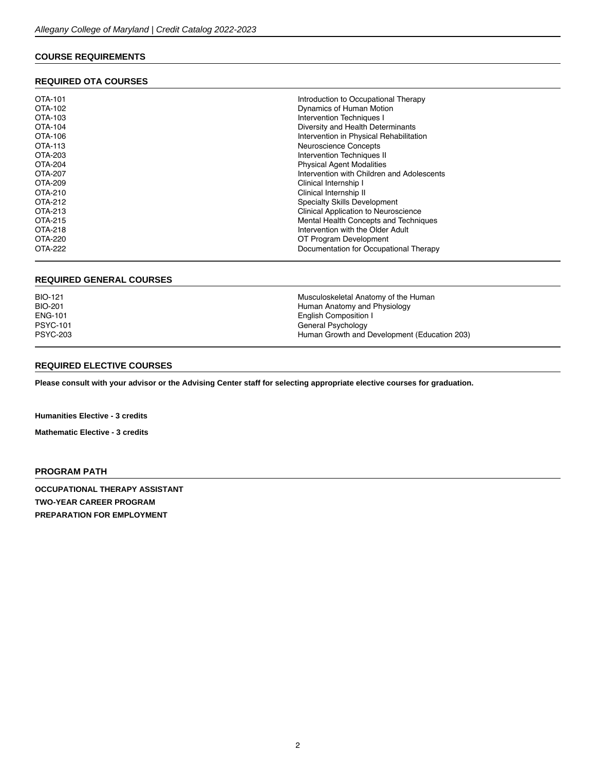## COURSE REQUIREMENTS

### REQUIRED OTA COURSES

| | |
|---|---|
| OTA-101 | Introduction to Occupational Therapy |
| OTA-102 | Dynamics of Human Motion |
| OTA-103 | Intervention Techniques I |
| OTA-104 | Diversity and Health Determinants |
| OTA-106 | Intervention in Physical Rehabilitation |
| OTA-113 | Neuroscience Concepts |
| OTA-203 | Intervention Techniques II |
| OTA-204 | Physical Agent Modalities |
| OTA-207 | Intervention with Children and Adolescents |
| OTA-209 | Clinical Internship I |
| OTA-210 | Clinical Internship II |
| OTA-212 | Specialty Skills Development |
| OTA-213 | Clinical Application to Neuroscience |
| OTA-215 | Mental Health Concepts and Techniques |
| OTA-218 | Intervention with the Older Adult |
| OTA-220 | OT Program Development |
| OTA-222 | Documentation for Occupational Therapy |

### REQUIRED GENERAL COURSES

| | |
|---|---|
| BIO-121 | Musculoskeletal Anatomy of the Human |
| BIO-201 | Human Anatomy and Physiology |
| ENG-101 | English Composition I |
| PSYC-101 | General Psychology |
| PSYC-203 | Human Growth and Development (Education 203) |

### REQUIRED ELECTIVE COURSES

**Please consult with your advisor or the Advising Center staff for selecting appropriate elective courses for graduation.**

**Humanities Elective - 3 credits**

**Mathematic Elective - 3 credits**

### PROGRAM PATH

**OCCUPATIONAL THERAPY ASSISTANT**

**TWO-YEAR CAREER PROGRAM**

**PREPARATION FOR EMPLOYMENT**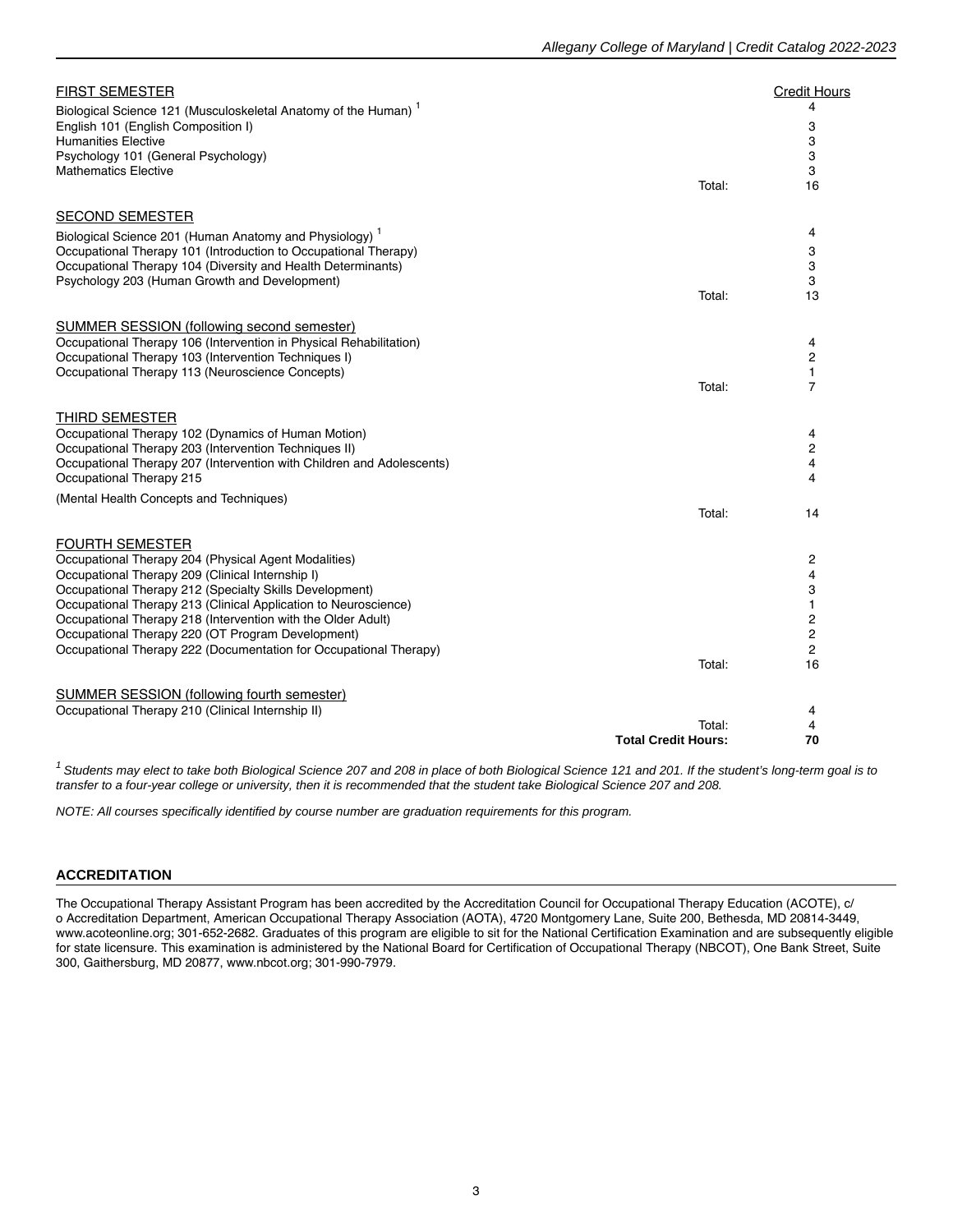| FIRST SEMESTER | | Credit Hours |
|---|---|---|
| Biological Science 121 (Musculoskeletal Anatomy of the Human) [1] | | 4 |
| English 101 (English Composition I) | | 3 |
| Humanities Elective | | 3 |
| Psychology 101 (General Psychology) | | 3 |
| Mathematics Elective | | 3 |
| | Total: | 16 |

| SECOND SEMESTER | | |
|---|---|---|
| Biological Science 201 (Human Anatomy and Physiology) [1] | | 4 |
| Occupational Therapy 101 (Introduction to Occupational Therapy) | | 3 |
| Occupational Therapy 104 (Diversity and Health Determinants) | | 3 |
| Psychology 203 (Human Growth and Development) | | 3 |
| | Total: | 13 |

| SUMMER SESSION (following second semester) | | |
|---|---|---|
| Occupational Therapy 106 (Intervention in Physical Rehabilitation) | | 4 |
| Occupational Therapy 103 (Intervention Techniques I) | | 2 |
| Occupational Therapy 113 (Neuroscience Concepts) | | 1 |
| | Total: | 7 |

| THIRD SEMESTER | | |
|---|---|---|
| Occupational Therapy 102 (Dynamics of Human Motion) | | 4 |
| Occupational Therapy 203 (Intervention Techniques II) | | 2 |
| Occupational Therapy 207 (Intervention with Children and Adolescents) | | 4 |
| Occupational Therapy 215 (Mental Health Concepts and Techniques) | | 4 |
| | Total: | 14 |

| FOURTH SEMESTER | | |
|---|---|---|
| Occupational Therapy 204 (Physical Agent Modalities) | | 2 |
| Occupational Therapy 209 (Clinical Internship I) | | 4 |
| Occupational Therapy 212 (Specialty Skills Development) | | 3 |
| Occupational Therapy 213 (Clinical Application to Neuroscience) | | 1 |
| Occupational Therapy 218 (Intervention with the Older Adult) | | 2 |
| Occupational Therapy 220 (OT Program Development) | | 2 |
| Occupational Therapy 222 (Documentation for Occupational Therapy) | | 2 |
| | Total: | 16 |

| SUMMER SESSION (following fourth semester) | | |
|---|---|---|
| Occupational Therapy 210 (Clinical Internship II) | | 4 |
| | Total: | 4 |
| | **Total Credit Hours:** | **70** |

*[1] Students may elect to take both Biological Science 207 and 208 in place of both Biological Science 121 and 201. If the student's long-term goal is to transfer to a four-year college or university, then it is recommended that the student take Biological Science 207 and 208.*

*NOTE: All courses specifically identified by course number are graduation requirements for this program.*

## ACCREDITATION

The Occupational Therapy Assistant Program has been accredited by the Accreditation Council for Occupational Therapy Education (ACOTE), c/o Accreditation Department, American Occupational Therapy Association (AOTA), 4720 Montgomery Lane, Suite 200, Bethesda, MD 20814-3449, www.acoteonline.org; 301-652-2682. Graduates of this program are eligible to sit for the National Certification Examination and are subsequently eligible for state licensure. This examination is administered by the National Board for Certification of Occupational Therapy (NBCOT), One Bank Street, Suite 300, Gaithersburg, MD 20877, www.nbcot.org; 301-990-7979.